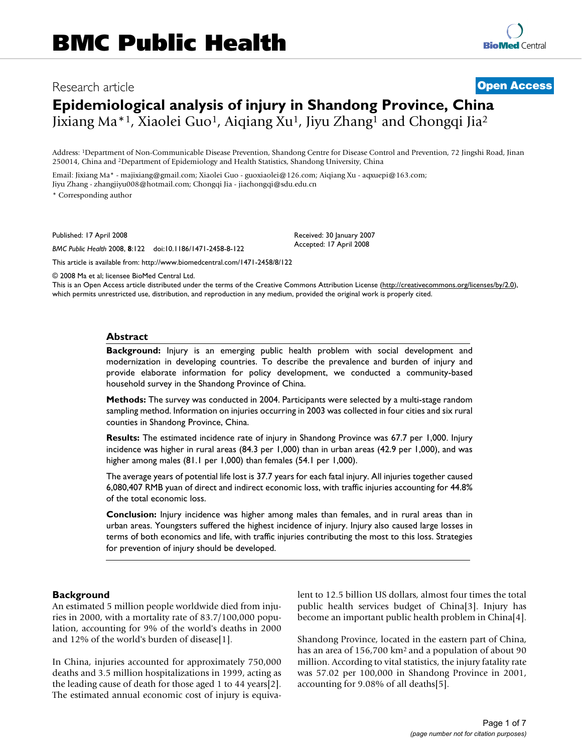# BMC Public Health

Research article **Open Access**

# Epidemiological analysis of injury in Shandong Province, China

Jixiang Ma*[1], Xiaolei Guo[1], Aiqiang Xu[1], Jiyu Zhang[1] and Chongqi Jia[2]

Address: [1]Department of Non-Communicable Disease Prevention, Shandong Centre for Disease Control and Prevention, 72 Jingshi Road, Jinan 250014, China and [2]Department of Epidemiology and Health Statistics, Shandong University, China

Email: Jixiang Ma* - majixiang@gmail.com; Xiaolei Guo - guoxiaolei@126.com; Aiqiang Xu - aqxuepi@163.com; Jiyu Zhang - zhangjiyu008@hotmail.com; Chongqi Jia - jiachongqi@sdu.edu.cn

\* Corresponding author

Published: 17 April 2008

*BMC Public Health* 2008, **8**:122 doi:10.1186/1471-2458-8-122

Received: 30 January 2007
Accepted: 17 April 2008

This article is available from: http://www.biomedcentral.com/1471-2458/8/122

© 2008 Ma et al; licensee BioMed Central Ltd.
This is an Open Access article distributed under the terms of the Creative Commons Attribution License (http://creativecommons.org/licenses/by/2.0), which permits unrestricted use, distribution, and reproduction in any medium, provided the original work is properly cited.

## Abstract

**Background:** Injury is an emerging public health problem with social development and modernization in developing countries. To describe the prevalence and burden of injury and provide elaborate information for policy development, we conducted a community-based household survey in the Shandong Province of China.

**Methods:** The survey was conducted in 2004. Participants were selected by a multi-stage random sampling method. Information on injuries occurring in 2003 was collected in four cities and six rural counties in Shandong Province, China.

**Results:** The estimated incidence rate of injury in Shandong Province was 67.7 per 1,000. Injury incidence was higher in rural areas (84.3 per 1,000) than in urban areas (42.9 per 1,000), and was higher among males (81.1 per 1,000) than females (54.1 per 1,000).

The average years of potential life lost is 37.7 years for each fatal injury. All injuries together caused 6,080,407 RMB yuan of direct and indirect economic loss, with traffic injuries accounting for 44.8% of the total economic loss.

**Conclusion:** Injury incidence was higher among males than females, and in rural areas than in urban areas. Youngsters suffered the highest incidence of injury. Injury also caused large losses in terms of both economics and life, with traffic injuries contributing the most to this loss. Strategies for prevention of injury should be developed.

## Background

An estimated 5 million people worldwide died from injuries in 2000, with a mortality rate of 83.7/100,000 population, accounting for 9% of the world's deaths in 2000 and 12% of the world's burden of disease[1].

In China, injuries accounted for approximately 750,000 deaths and 3.5 million hospitalizations in 1999, acting as the leading cause of death for those aged 1 to 44 years[2]. The estimated annual economic cost of injury is equivalent to 12.5 billion US dollars, almost four times the total public health services budget of China[3]. Injury has become an important public health problem in China[4].

Shandong Province, located in the eastern part of China, has an area of 156,700 $km^2$ and a population of about 90 million. According to vital statistics, the injury fatality rate was 57.02 per 100,000 in Shandong Province in 2001, accounting for 9.08% of all deaths[5].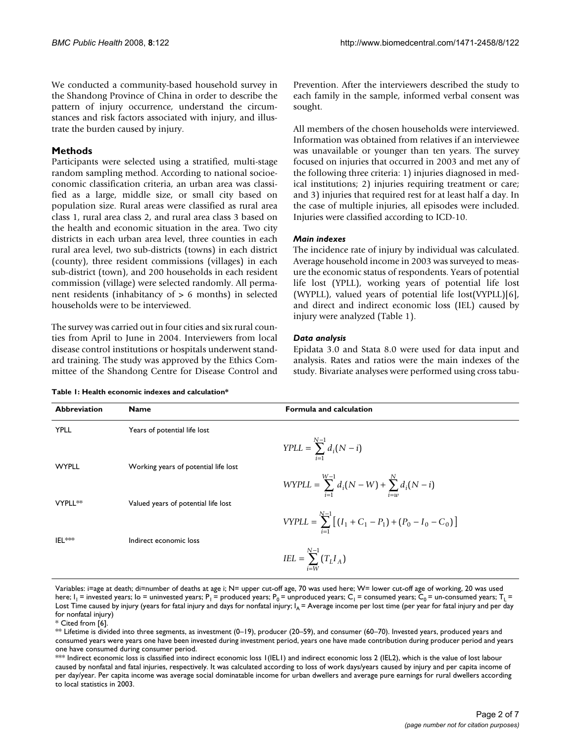We conducted a community-based household survey in the Shandong Province of China in order to describe the pattern of injury occurrence, understand the circumstances and risk factors associated with injury, and illustrate the burden caused by injury.

## Methods

Participants were selected using a stratified, multi-stage random sampling method. According to national socioeconomic classification criteria, an urban area was classified as a large, middle size, or small city based on population size. Rural areas were classified as rural area class 1, rural area class 2, and rural area class 3 based on the health and economic situation in the area. Two city districts in each urban area level, three counties in each rural area level, two sub-districts (towns) in each district (county), three resident commissions (villages) in each sub-district (town), and 200 households in each resident commission (village) were selected randomly. All permanent residents (inhabitancy of > 6 months) in selected households were to be interviewed.

The survey was carried out in four cities and six rural counties from April to June in 2004. Interviewers from local disease control institutions or hospitals underwent standard training. The study was approved by the Ethics Committee of the Shandong Centre for Disease Control and Prevention. After the interviewers described the study to each family in the sample, informed verbal consent was sought.

All members of the chosen households were interviewed. Information was obtained from relatives if an interviewee was unavailable or younger than ten years. The survey focused on injuries that occurred in 2003 and met any of the following three criteria: 1) injuries diagnosed in medical institutions; 2) injuries requiring treatment or care; and 3) injuries that required rest for at least half a day. In the case of multiple injuries, all episodes were included. Injuries were classified according to ICD-10.

### *Main indexes*

The incidence rate of injury by individual was calculated. Average household income in 2003 was surveyed to measure the economic status of respondents. Years of potential life lost (YPLL), working years of potential life lost (WYPLL), valued years of potential life lost(VYPLL)[6], and direct and indirect economic loss (IEL) caused by injury were analyzed (Table 1).

### *Data analysis*

Epidata 3.0 and Stata 8.0 were used for data input and analysis. Rates and ratios were the main indexes of the study. Bivariate analyses were performed using cross tabu-

**Table 1: Health economic indexes and calculation***

| Abbreviation | Name | Formula and calculation |
|---|---|---|
| YPLL | Years of potential life lost | $YPLL = \sum_{i=1}^{N-1} d_i(N-i)$ |
| WYPLL | Working years of potential life lost | $WYPLL = \sum_{i=1}^{W-1} d_i(N-W) + \sum_{i=w}^{N} d_i(N-i)$ |
| VYPLL** | Valued years of potential life lost | $VYPLL = \sum_{i=1}^{N-1} \left[ (I_1 + C_1 - P_1) + (P_0 - I_0 - C_0) \right]$ |
| IEL*** | Indirect economic loss | $IEL = \sum_{i=W}^{N-1} (T_L I_A)$ |

Variables: i=age at death; di=number of deaths at age i; N= upper cut-off age, 70 was used here; W= lower cut-off age of working, 20 was used here; $I_1$ = invested years; Io = uninvested years; $P_1$ = produced years; $P_0$ = unproduced years; $C_1$ = consumed years; $C_0$ = un-consumed years; $T_L$ = Lost Time caused by injury (years for fatal injury and days for nonfatal injury; $I_A$ = Average income per lost time (per year for fatal injury and per day for nonfatal injury)

\* Cited from [6].

\*\* Lifetime is divided into three segments, as investment (0–19), producer (20–59), and consumer (60–70). Invested years, produced years and consumed years were years one have been invested during investment period, years one have made contribution during producer period and years one have consumed during consumer period.

\*\*\* Indirect economic loss is classified into indirect economic loss 1(IEL1) and indirect economic loss 2 (IEL2), which is the value of lost labour caused by nonfatal and fatal injuries, respectively. It was calculated according to loss of work days/years caused by injury and per capita income of per day/year. Per capita income was average social dominatable income for urban dwellers and average pure earnings for rural dwellers according to local statistics in 2003.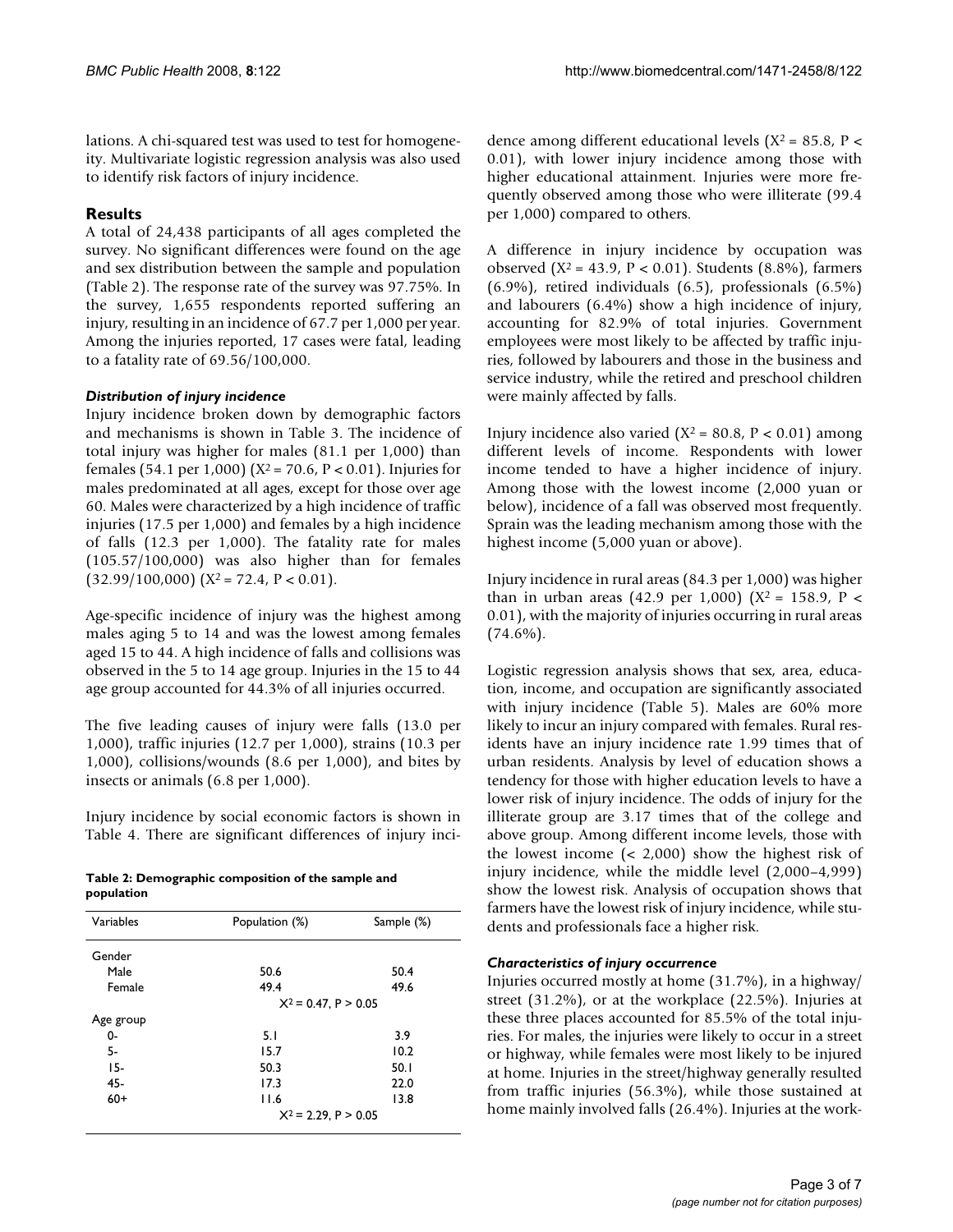lations. A chi-squared test was used to test for homogeneity. Multivariate logistic regression analysis was also used to identify risk factors of injury incidence.

## Results

A total of 24,438 participants of all ages completed the survey. No significant differences were found on the age and sex distribution between the sample and population (Table 2). The response rate of the survey was 97.75%. In the survey, 1,655 respondents reported suffering an injury, resulting in an incidence of 67.7 per 1,000 per year. Among the injuries reported, 17 cases were fatal, leading to a fatality rate of 69.56/100,000.

### *Distribution of injury incidence*

Injury incidence broken down by demographic factors and mechanisms is shown in Table 3. The incidence of total injury was higher for males (81.1 per 1,000) than females (54.1 per 1,000) ($X^2 = 70.6$, $P < 0.01$). Injuries for males predominated at all ages, except for those over age 60. Males were characterized by a high incidence of traffic injuries (17.5 per 1,000) and females by a high incidence of falls (12.3 per 1,000). The fatality rate for males (105.57/100,000) was also higher than for females (32.99/100,000) ($X^2 = 72.4$, $P < 0.01$).

Age-specific incidence of injury was the highest among males aging 5 to 14 and was the lowest among females aged 15 to 44. A high incidence of falls and collisions was observed in the 5 to 14 age group. Injuries in the 15 to 44 age group accounted for 44.3% of all injuries occurred.

The five leading causes of injury were falls (13.0 per 1,000), traffic injuries (12.7 per 1,000), strains (10.3 per 1,000), collisions/wounds (8.6 per 1,000), and bites by insects or animals (6.8 per 1,000).

Injury incidence by social economic factors is shown in Table 4. There are significant differences of injury incidence among different educational levels ($X^2 = 85.8$, $P < 0.01$), with lower injury incidence among those with higher educational attainment. Injuries were more frequently observed among those who were illiterate (99.4 per 1,000) compared to others.

**Table 2: Demographic composition of the sample and population**

| Variables | Population (%) | Sample (%) |
| --- | --- | --- |
| Gender | | |
| Male | 50.6 | 50.4 |
| Female | 49.4 | 49.6 |
| | $X^2 = 0.47$, $P > 0.05$ | |
| Age group | | |
| 0- | 5.1 | 3.9 |
| 5- | 15.7 | 10.2 |
| 15- | 50.3 | 50.1 |
| 45- | 17.3 | 22.0 |
| 60+ | 11.6 | 13.8 |
| | $X^2 = 2.29$, $P > 0.05$ | |

A difference in injury incidence by occupation was observed ($X^2 = 43.9$, $P < 0.01$). Students (8.8%), farmers (6.9%), retired individuals (6.5), professionals (6.5%) and labourers (6.4%) show a high incidence of injury, accounting for 82.9% of total injuries. Government employees were most likely to be affected by traffic injuries, followed by labourers and those in the business and service industry, while the retired and preschool children were mainly affected by falls.

Injury incidence also varied ($X^2 = 80.8$, $P < 0.01$) among different levels of income. Respondents with lower income tended to have a higher incidence of injury. Among those with the lowest income (2,000 yuan or below), incidence of a fall was observed most frequently. Sprain was the leading mechanism among those with the highest income (5,000 yuan or above).

Injury incidence in rural areas (84.3 per 1,000) was higher than in urban areas (42.9 per 1,000) ($X^2 = 158.9$, $P < 0.01$), with the majority of injuries occurring in rural areas (74.6%).

Logistic regression analysis shows that sex, area, education, income, and occupation are significantly associated with injury incidence (Table 5). Males are 60% more likely to incur an injury compared with females. Rural residents have an injury incidence rate 1.99 times that of urban residents. Analysis by level of education shows a tendency for those with higher education levels to have a lower risk of injury incidence. The odds of injury for the illiterate group are 3.17 times that of the college and above group. Among different income levels, those with the lowest income (< 2,000) show the highest risk of injury incidence, while the middle level (2,000–4,999) show the lowest risk. Analysis of occupation shows that farmers have the lowest risk of injury incidence, while students and professionals face a higher risk.

### *Characteristics of injury occurrence*

Injuries occurred mostly at home (31.7%), in a highway/street (31.2%), or at the workplace (22.5%). Injuries at these three places accounted for 85.5% of the total injuries. For males, the injuries were likely to occur in a street or highway, while females were most likely to be injured at home. Injuries in the street/highway generally resulted from traffic injuries (56.3%), while those sustained at home mainly involved falls (26.4%). Injuries at the work-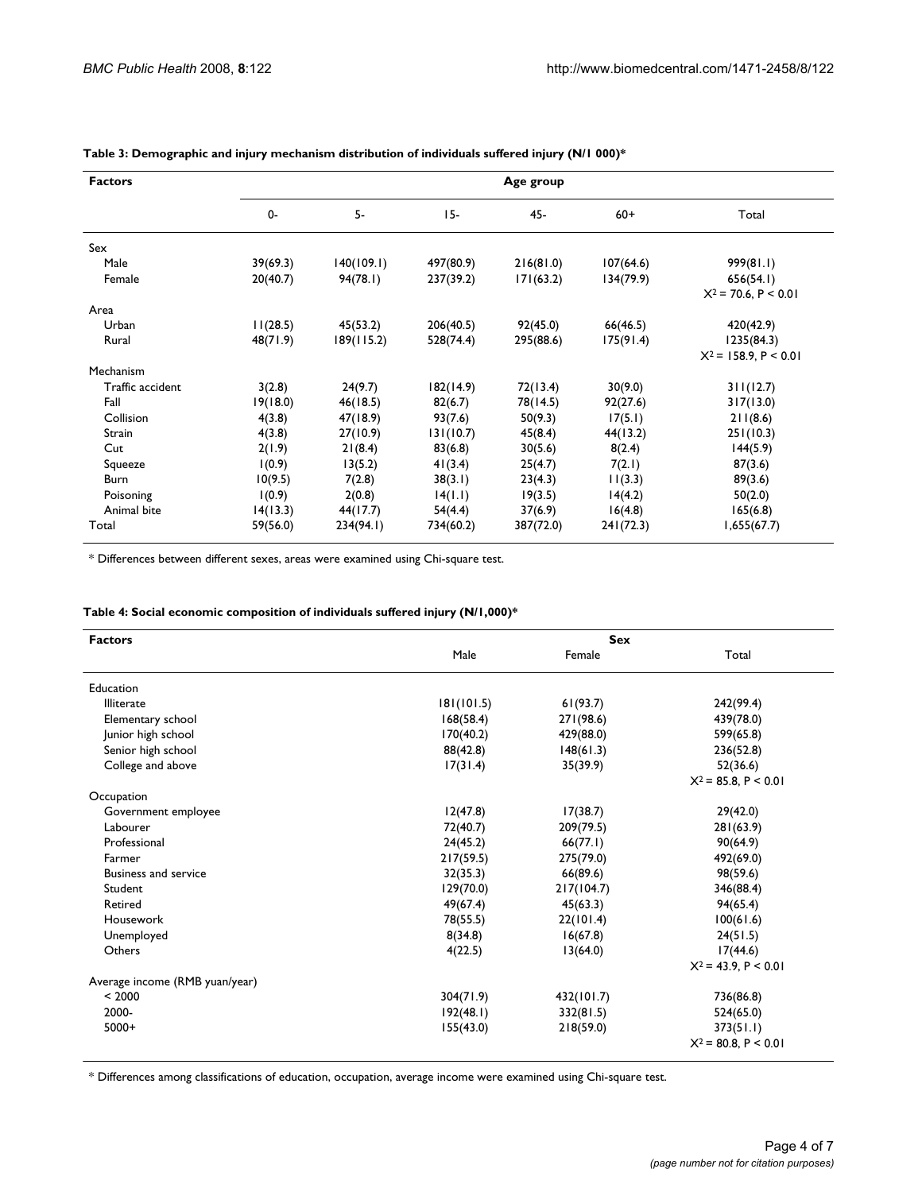**Table 3: Demographic and injury mechanism distribution of individuals suffered injury (N/1 000)***

| Factors | Age group | | | | | |
|---|---|---|---|---|---|---|
| | 0- | 5- | 15- | 45- | 60+ | Total |
| Sex | | | | | | |
| Male | 39(69.3) | 140(109.1) | 497(80.9) | 216(81.0) | 107(64.6) | 999(81.1) |
| Female | 20(40.7) | 94(78.1) | 237(39.2) | 171(63.2) | 134(79.9) | 656(54.1) |
| | | | | | | $X^2 = 70.6$, $P < 0.01$ |
| Area | | | | | | |
| Urban | 11(28.5) | 45(53.2) | 206(40.5) | 92(45.0) | 66(46.5) | 420(42.9) |
| Rural | 48(71.9) | 189(115.2) | 528(74.4) | 295(88.6) | 175(91.4) | 1235(84.3) |
| | | | | | | $X^2 = 158.9$, $P < 0.01$ |
| Mechanism | | | | | | |
| Traffic accident | 3(2.8) | 24(9.7) | 182(14.9) | 72(13.4) | 30(9.0) | 311(12.7) |
| Fall | 19(18.0) | 46(18.5) | 82(6.7) | 78(14.5) | 92(27.6) | 317(13.0) |
| Collision | 4(3.8) | 47(18.9) | 93(7.6) | 50(9.3) | 17(5.1) | 211(8.6) |
| Strain | 4(3.8) | 27(10.9) | 131(10.7) | 45(8.4) | 44(13.2) | 251(10.3) |
| Cut | 2(1.9) | 21(8.4) | 83(6.8) | 30(5.6) | 8(2.4) | 144(5.9) |
| Squeeze | 1(0.9) | 13(5.2) | 41(3.4) | 25(4.7) | 7(2.1) | 87(3.6) |
| Burn | 10(9.5) | 7(2.8) | 38(3.1) | 23(4.3) | 11(3.3) | 89(3.6) |
| Poisoning | 1(0.9) | 2(0.8) | 14(1.1) | 19(3.5) | 14(4.2) | 50(2.0) |
| Animal bite | 14(13.3) | 44(17.7) | 54(4.4) | 37(6.9) | 16(4.8) | 165(6.8) |
| Total | 59(56.0) | 234(94.1) | 734(60.2) | 387(72.0) | 241(72.3) | 1,655(67.7) |

* Differences between different sexes, areas were examined using Chi-square test.

**Table 4: Social economic composition of individuals suffered injury (N/1,000)***

| Factors | Sex | | |
|---|---|---|---|
| | Male | Female | Total |
| Education | | | |
| Illiterate | 181(101.5) | 61(93.7) | 242(99.4) |
| Elementary school | 168(58.4) | 271(98.6) | 439(78.0) |
| Junior high school | 170(40.2) | 429(88.0) | 599(65.8) |
| Senior high school | 88(42.8) | 148(61.3) | 236(52.8) |
| College and above | 17(31.4) | 35(39.9) | 52(36.6) |
| | | | $X^2 = 85.8$, $P < 0.01$ |
| Occupation | | | |
| Government employee | 12(47.8) | 17(38.7) | 29(42.0) |
| Labourer | 72(40.7) | 209(79.5) | 281(63.9) |
| Professional | 24(45.2) | 66(77.1) | 90(64.9) |
| Farmer | 217(59.5) | 275(79.0) | 492(69.0) |
| Business and service | 32(35.3) | 66(89.6) | 98(59.6) |
| Student | 129(70.0) | 217(104.7) | 346(88.4) |
| Retired | 49(67.4) | 45(63.3) | 94(65.4) |
| Housework | 78(55.5) | 22(101.4) | 100(61.6) |
| Unemployed | 8(34.8) | 16(67.8) | 24(51.5) |
| Others | 4(22.5) | 13(64.0) | 17(44.6) |
| | | | $X^2 = 43.9$, $P < 0.01$ |
| Average income (RMB yuan/year) | | | |
| < 2000 | 304(71.9) | 432(101.7) | 736(86.8) |
| 2000- | 192(48.1) | 332(81.5) | 524(65.0) |
| 5000+ | 155(43.0) | 218(59.0) | 373(51.1) |
| | | | $X^2 = 80.8$, $P < 0.01$ |

* Differences among classifications of education, occupation, average income were examined using Chi-square test.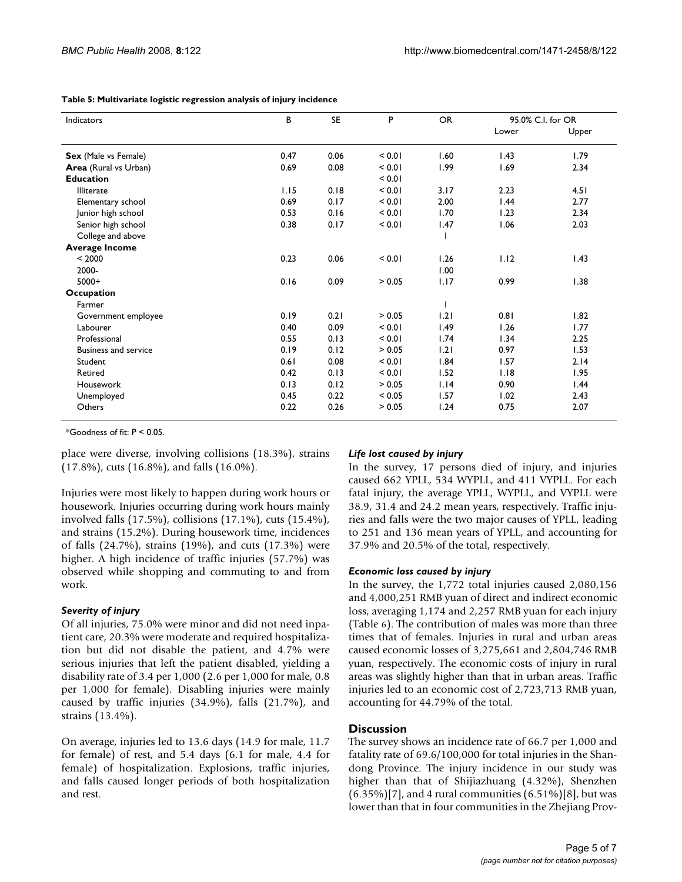**Table 5: Multivariate logistic regression analysis of injury incidence**

| Indicators | B | SE | P | OR | 95.0% C.I. for OR | |
|---|---|---|---|---|---|---|
| | | | | | Lower | Upper |
| **Sex** (Male vs Female) | 0.47 | 0.06 | < 0.01 | 1.60 | 1.43 | 1.79 |
| **Area** (Rural vs Urban) | 0.69 | 0.08 | < 0.01 | 1.99 | 1.69 | 2.34 |
| **Education** | | | < 0.01 | | | |
| Illiterate | 1.15 | 0.18 | < 0.01 | 3.17 | 2.23 | 4.51 |
| Elementary school | 0.69 | 0.17 | < 0.01 | 2.00 | 1.44 | 2.77 |
| Junior high school | 0.53 | 0.16 | < 0.01 | 1.70 | 1.23 | 2.34 |
| Senior high school | 0.38 | 0.17 | < 0.01 | 1.47 | 1.06 | 2.03 |
| College and above | | | | 1 | | |
| **Average Income** | | | | | | |
| < 2000 | 0.23 | 0.06 | < 0.01 | 1.26 | 1.12 | 1.43 |
| 2000- | | | | 1.00 | | |
| 5000+ | 0.16 | 0.09 | > 0.05 | 1.17 | 0.99 | 1.38 |
| **Occupation** | | | | | | |
| Farmer | | | | 1 | | |
| Government employee | 0.19 | 0.21 | > 0.05 | 1.21 | 0.81 | 1.82 |
| Labourer | 0.40 | 0.09 | < 0.01 | 1.49 | 1.26 | 1.77 |
| Professional | 0.55 | 0.13 | < 0.01 | 1.74 | 1.34 | 2.25 |
| Business and service | 0.19 | 0.12 | > 0.05 | 1.21 | 0.97 | 1.53 |
| Student | 0.61 | 0.08 | < 0.01 | 1.84 | 1.57 | 2.14 |
| Retired | 0.42 | 0.13 | < 0.01 | 1.52 | 1.18 | 1.95 |
| Housework | 0.13 | 0.12 | > 0.05 | 1.14 | 0.90 | 1.44 |
| Unemployed | 0.45 | 0.22 | < 0.05 | 1.57 | 1.02 | 2.43 |
| Others | 0.22 | 0.26 | > 0.05 | 1.24 | 0.75 | 2.07 |

*Goodness of fit: $P < 0.05$.

place were diverse, involving collisions (18.3%), strains (17.8%), cuts (16.8%), and falls (16.0%).

Injuries were most likely to happen during work hours or housework. Injuries occurring during work hours mainly involved falls (17.5%), collisions (17.1%), cuts (15.4%), and strains (15.2%). During housework time, incidences of falls (24.7%), strains (19%), and cuts (17.3%) were higher. A high incidence of traffic injuries (57.7%) was observed while shopping and commuting to and from work.

### *Severity of injury*

Of all injuries, 75.0% were minor and did not need inpatient care, 20.3% were moderate and required hospitalization but did not disable the patient, and 4.7% were serious injuries that left the patient disabled, yielding a disability rate of 3.4 per 1,000 (2.6 per 1,000 for male, 0.8 per 1,000 for female). Disabling injuries were mainly caused by traffic injuries (34.9%), falls (21.7%), and strains (13.4%).

On average, injuries led to 13.6 days (14.9 for male, 11.7 for female) of rest, and 5.4 days (6.1 for male, 4.4 for female) of hospitalization. Explosions, traffic injuries, and falls caused longer periods of both hospitalization and rest.

### *Life lost caused by injury*

In the survey, 17 persons died of injury, and injuries caused 662 YPLL, 534 WYPLL, and 411 VYPLL. For each fatal injury, the average YPLL, WYPLL, and VYPLL were 38.9, 31.4 and 24.2 mean years, respectively. Traffic injuries and falls were the two major causes of YPLL, leading to 251 and 136 mean years of YPLL, and accounting for 37.9% and 20.5% of the total, respectively.

### *Economic loss caused by injury*

In the survey, the 1,772 total injuries caused 2,080,156 and 4,000,251 RMB yuan of direct and indirect economic loss, averaging 1,174 and 2,257 RMB yuan for each injury (Table 6). The contribution of males was more than three times that of females. Injuries in rural and urban areas caused economic losses of 3,275,661 and 2,804,746 RMB yuan, respectively. The economic costs of injury in rural areas was slightly higher than that in urban areas. Traffic injuries led to an economic cost of 2,723,713 RMB yuan, accounting for 44.79% of the total.

## Discussion

The survey shows an incidence rate of 66.7 per 1,000 and fatality rate of 69.6/100,000 for total injuries in the Shandong Province. The injury incidence in our study was higher than that of Shijiazhuang (4.32%), Shenzhen (6.35%)[7], and 4 rural communities (6.51%)[8], but was lower than that in four communities in the Zhejiang Prov-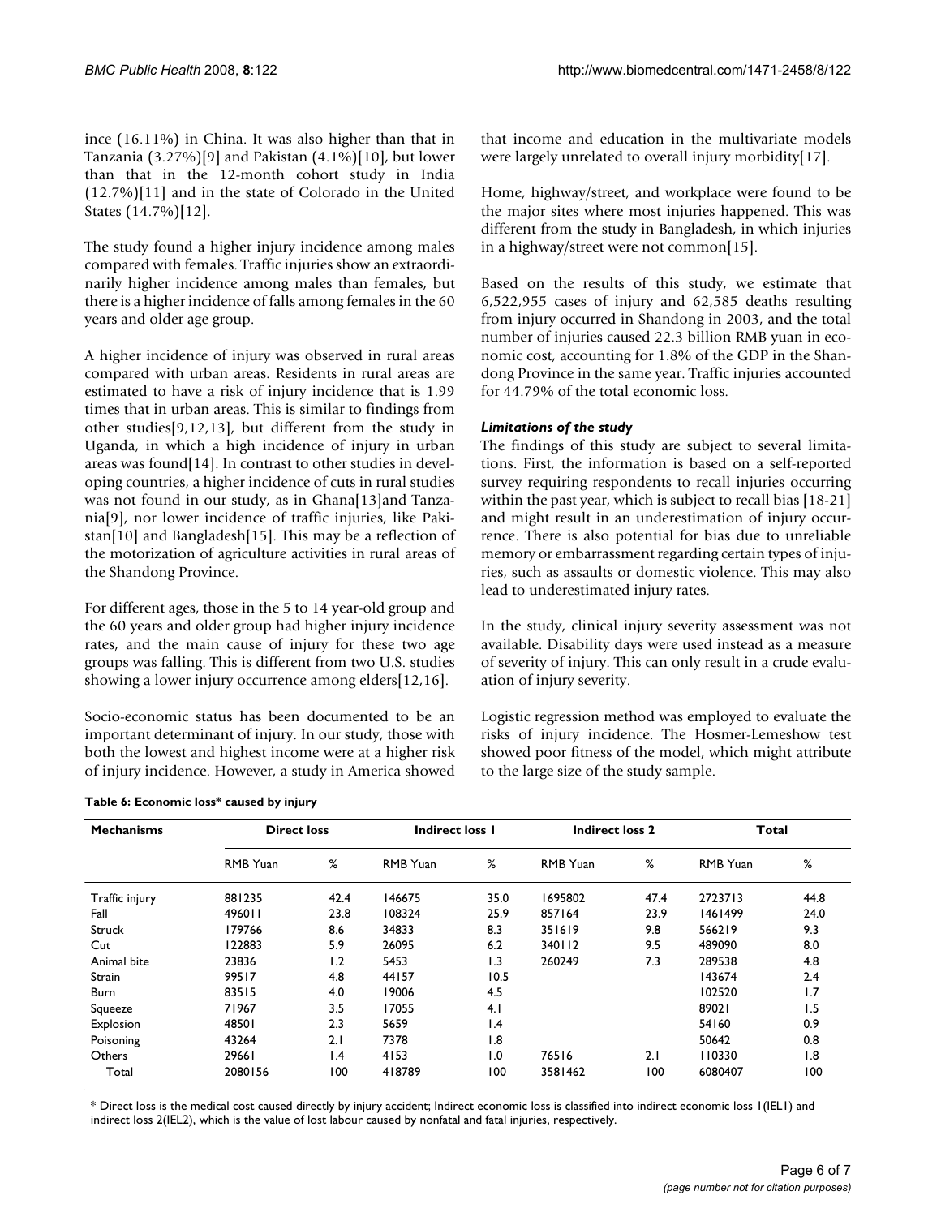ince (16.11%) in China. It was also higher than that in Tanzania (3.27%)[9] and Pakistan (4.1%)[10], but lower than that in the 12-month cohort study in India (12.7%)[11] and in the state of Colorado in the United States (14.7%)[12].

The study found a higher injury incidence among males compared with females. Traffic injuries show an extraordinarily higher incidence among males than females, but there is a higher incidence of falls among females in the 60 years and older age group.

A higher incidence of injury was observed in rural areas compared with urban areas. Residents in rural areas are estimated to have a risk of injury incidence that is 1.99 times that in urban areas. This is similar to findings from other studies[9,12,13], but different from the study in Uganda, in which a high incidence of injury in urban areas was found[14]. In contrast to other studies in developing countries, a higher incidence of cuts in rural studies was not found in our study, as in Ghana[13]and Tanzania[9], nor lower incidence of traffic injuries, like Pakistan[10] and Bangladesh[15]. This may be a reflection of the motorization of agriculture activities in rural areas of the Shandong Province.

For different ages, those in the 5 to 14 year-old group and the 60 years and older group had higher injury incidence rates, and the main cause of injury for these two age groups was falling. This is different from two U.S. studies showing a lower injury occurrence among elders[12,16].

Socio-economic status has been documented to be an important determinant of injury. In our study, those with both the lowest and highest income were at a higher risk of injury incidence. However, a study in America showed that income and education in the multivariate models were largely unrelated to overall injury morbidity[17].

Home, highway/street, and workplace were found to be the major sites where most injuries happened. This was different from the study in Bangladesh, in which injuries in a highway/street were not common[15].

Based on the results of this study, we estimate that 6,522,955 cases of injury and 62,585 deaths resulting from injury occurred in Shandong in 2003, and the total number of injuries caused 22.3 billion RMB yuan in economic cost, accounting for 1.8% of the GDP in the Shandong Province in the same year. Traffic injuries accounted for 44.79% of the total economic loss.

### *Limitations of the study*

The findings of this study are subject to several limitations. First, the information is based on a self-reported survey requiring respondents to recall injuries occurring within the past year, which is subject to recall bias [18-21] and might result in an underestimation of injury occurrence. There is also potential for bias due to unreliable memory or embarrassment regarding certain types of injuries, such as assaults or domestic violence. This may also lead to underestimated injury rates.

In the study, clinical injury severity assessment was not available. Disability days were used instead as a measure of severity of injury. This can only result in a crude evaluation of injury severity.

Logistic regression method was employed to evaluate the risks of injury incidence. The Hosmer-Lemeshow test showed poor fitness of the model, which might attribute to the large size of the study sample.

**Table 6: Economic loss* caused by injury**

| Mechanisms | Direct loss | | Indirect loss 1 | | Indirect loss 2 | | Total | |
|---|---|---|---|---|---|---|---|---|
| | RMB Yuan | % | RMB Yuan | % | RMB Yuan | % | RMB Yuan | % |
| Traffic injury | 881235 | 42.4 | 146675 | 35.0 | 1695802 | 47.4 | 2723713 | 44.8 |
| Fall | 496011 | 23.8 | 108324 | 25.9 | 857164 | 23.9 | 1461499 | 24.0 |
| Struck | 179766 | 8.6 | 34833 | 8.3 | 351619 | 9.8 | 566219 | 9.3 |
| Cut | 122883 | 5.9 | 26095 | 6.2 | 340112 | 9.5 | 489090 | 8.0 |
| Animal bite | 23836 | 1.2 | 5453 | 1.3 | 260249 | 7.3 | 289538 | 4.8 |
| Strain | 99517 | 4.8 | 44157 | 10.5 | | | 143674 | 2.4 |
| Burn | 83515 | 4.0 | 19006 | 4.5 | | | 102520 | 1.7 |
| Squeeze | 71967 | 3.5 | 17055 | 4.1 | | | 89021 | 1.5 |
| Explosion | 48501 | 2.3 | 5659 | 1.4 | | | 54160 | 0.9 |
| Poisoning | 43264 | 2.1 | 7378 | 1.8 | | | 50642 | 0.8 |
| Others | 29661 | 1.4 | 4153 | 1.0 | 76516 | 2.1 | 110330 | 1.8 |
| Total | 2080156 | 100 | 418789 | 100 | 3581462 | 100 | 6080407 | 100 |

* Direct loss is the medical cost caused directly by injury accident; Indirect economic loss is classified into indirect economic loss 1(IEL1) and indirect loss 2(IEL2), which is the value of lost labour caused by nonfatal and fatal injuries, respectively.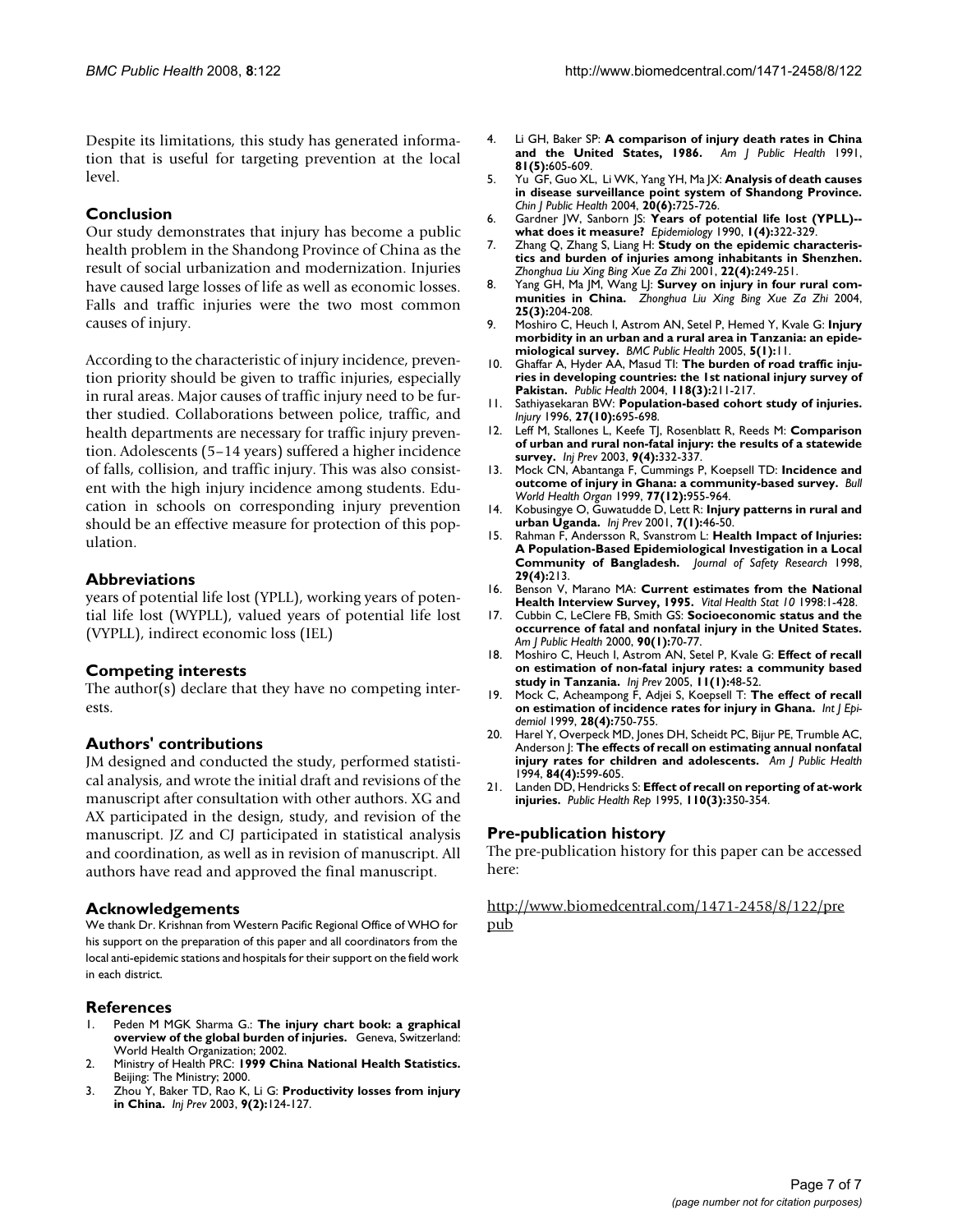Despite its limitations, this study has generated information that is useful for targeting prevention at the local level.

## Conclusion

Our study demonstrates that injury has become a public health problem in the Shandong Province of China as the result of social urbanization and modernization. Injuries have caused large losses of life as well as economic losses. Falls and traffic injuries were the two most common causes of injury.

According to the characteristic of injury incidence, prevention priority should be given to traffic injuries, especially in rural areas. Major causes of traffic injury need to be further studied. Collaborations between police, traffic, and health departments are necessary for traffic injury prevention. Adolescents (5–14 years) suffered a higher incidence of falls, collision, and traffic injury. This was also consistent with the high injury incidence among students. Education in schools on corresponding injury prevention should be an effective measure for protection of this population.

## Abbreviations

years of potential life lost (YPLL), working years of potential life lost (WYPLL), valued years of potential life lost (VYPLL), indirect economic loss (IEL)

## Competing interests

The author(s) declare that they have no competing interests.

## Authors' contributions

JM designed and conducted the study, performed statistical analysis, and wrote the initial draft and revisions of the manuscript after consultation with other authors. XG and AX participated in the design, study, and revision of the manuscript. JZ and CJ participated in statistical analysis and coordination, as well as in revision of manuscript. All authors have read and approved the final manuscript.

## Acknowledgements

We thank Dr. Krishnan from Western Pacific Regional Office of WHO for his support on the preparation of this paper and all coordinators from the local anti-epidemic stations and hospitals for their support on the field work in each district.

## References

1. Peden M MGK Sharma G.: **The injury chart book: a graphical overview of the global burden of injuries.** Geneva, Switzerland: World Health Organization; 2002.
2. Ministry of Health PRC: **1999 China National Health Statistics.** Beijing: The Ministry; 2000.
3. Zhou Y, Baker TD, Rao K, Li G: **Productivity losses from injury in China.** *Inj Prev* 2003, **9(2):**124-127.
4. Li GH, Baker SP: **A comparison of injury death rates in China and the United States, 1986.** *Am J Public Health* 1991, **81(5):**605-609.
5. Yu GF, Guo XL, Li WK, Yang YH, Ma JX: **Analysis of death causes in disease surveillance point system of Shandong Province.** *Chin J Public Health* 2004, **20(6):**725-726.
6. Gardner JW, Sanborn JS: **Years of potential life lost (YPLL)--what does it measure?** *Epidemiology* 1990, **1(4):**322-329.
7. Zhang Q, Zhang S, Liang H: **Study on the epidemic characteristics and burden of injuries among inhabitants in Shenzhen.** *Zhonghua Liu Xing Bing Xue Za Zhi* 2001, **22(4):**249-251.
8. Yang GH, Ma JM, Wang LJ: **Survey on injury in four rural communities in China.** *Zhonghua Liu Xing Bing Xue Za Zhi* 2004, **25(3):**204-208.
9. Moshiro C, Heuch I, Astrom AN, Setel P, Hemed Y, Kvale G: **Injury morbidity in an urban and a rural area in Tanzania: an epidemiological survey.** *BMC Public Health* 2005, **5(1):**11.
10. Ghaffar A, Hyder AA, Masud TI: **The burden of road traffic injuries in developing countries: the 1st national injury survey of Pakistan.** *Public Health* 2004, **118(3):**211-217.
11. Sathiyasekaran BW: **Population-based cohort study of injuries.** *Injury* 1996, **27(10):**695-698.
12. Leff M, Stallones L, Keefe TJ, Rosenblatt R, Reeds M: **Comparison of urban and rural non-fatal injury: the results of a statewide survey.** *Inj Prev* 2003, **9(4):**332-337.
13. Mock CN, Abantanga F, Cummings P, Koepsell TD: **Incidence and outcome of injury in Ghana: a community-based survey.** *Bull World Health Organ* 1999, **77(12):**955-964.
14. Kobusingye O, Guwatudde D, Lett R: **Injury patterns in rural and urban Uganda.** *Inj Prev* 2001, **7(1):**46-50.
15. Rahman F, Andersson R, Svanstrom L: **Health Impact of Injuries: A Population-Based Epidemiological Investigation in a Local Community of Bangladesh.** *Journal of Safety Research* 1998, **29(4):**213.
16. Benson V, Marano MA: **Current estimates from the National Health Interview Survey, 1995.** *Vital Health Stat 10* 1998:1-428.
17. Cubbin C, LeClere FB, Smith GS: **Socioeconomic status and the occurrence of fatal and nonfatal injury in the United States.** *Am J Public Health* 2000, **90(1):**70-77.
18. Moshiro C, Heuch I, Astrom AN, Setel P, Kvale G: **Effect of recall on estimation of non-fatal injury rates: a community based study in Tanzania.** *Inj Prev* 2005, **11(1):**48-52.
19. Mock C, Acheampong F, Adjei S, Koepsell T: **The effect of recall on estimation of incidence rates for injury in Ghana.** *Int J Epidemiol* 1999, **28(4):**750-755.
20. Harel Y, Overpeck MD, Jones DH, Scheidt PC, Bijur PE, Trumble AC, Anderson J: **The effects of recall on estimating annual nonfatal injury rates for children and adolescents.** *Am J Public Health* 1994, **84(4):**599-605.
21. Landen DD, Hendricks S: **Effect of recall on reporting of at-work injuries.** *Public Health Rep* 1995, **110(3):**350-354.

## Pre-publication history

The pre-publication history for this paper can be accessed here:

http://www.biomedcentral.com/1471-2458/8/122/prepub